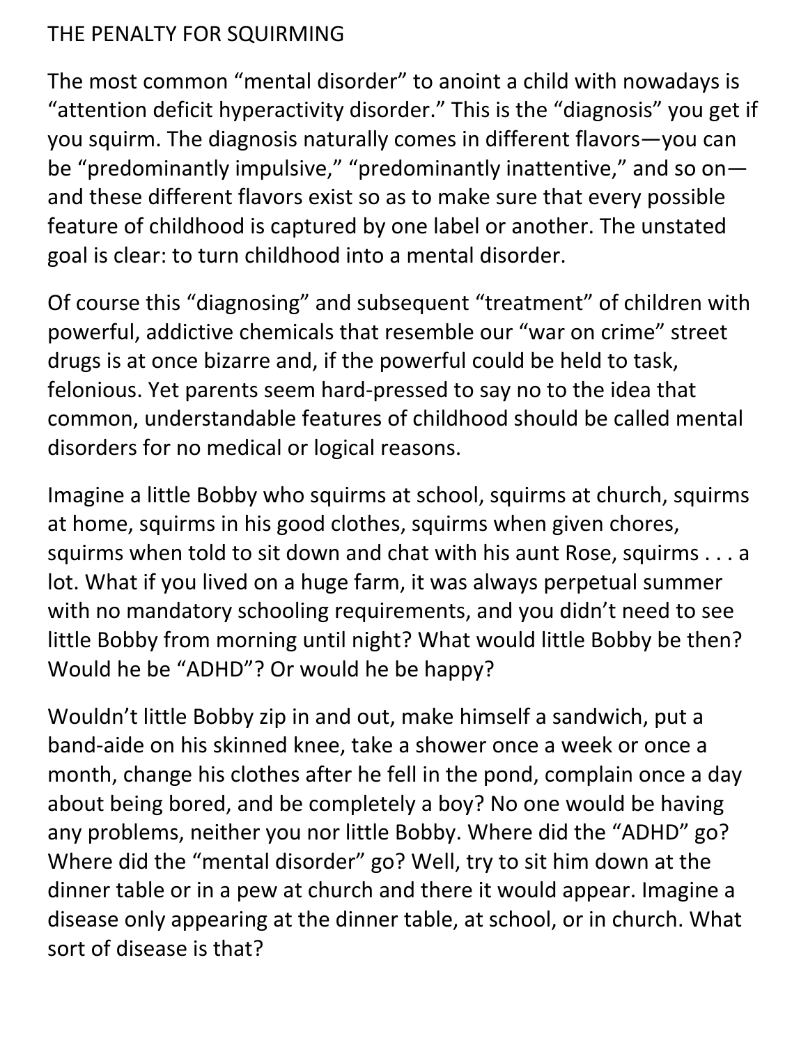# THE PENALTY FOR SQUIRMING

The most common “mental disorder” to anoint a child with nowadays is “attention deficit hyperactivity disorder.” This is the “diagnosis” you get if you squirm. The diagnosis naturally comes in different flavors—you can be “predominantly impulsive,” “predominantly inattentive,” and so on—and these different flavors exist so as to make sure that every possible feature of childhood is captured by one label or another. The unstated goal is clear: to turn childhood into a mental disorder.

Of course this “diagnosing” and subsequent “treatment” of children with powerful, addictive chemicals that resemble our “war on crime” street drugs is at once bizarre and, if the powerful could be held to task, felonious. Yet parents seem hard-pressed to say no to the idea that common, understandable features of childhood should be called mental disorders for no medical or logical reasons.

Imagine a little Bobby who squirms at school, squirms at church, squirms at home, squirms in his good clothes, squirms when given chores, squirms when told to sit down and chat with his aunt Rose, squirms . . . a lot. What if you lived on a huge farm, it was always perpetual summer with no mandatory schooling requirements, and you didn’t need to see little Bobby from morning until night? What would little Bobby be then? Would he be “ADHD”? Or would he be happy?

Wouldn’t little Bobby zip in and out, make himself a sandwich, put a band-aide on his skinned knee, take a shower once a week or once a month, change his clothes after he fell in the pond, complain once a day about being bored, and be completely a boy? No one would be having any problems, neither you nor little Bobby. Where did the “ADHD” go? Where did the “mental disorder” go? Well, try to sit him down at the dinner table or in a pew at church and there it would appear. Imagine a disease only appearing at the dinner table, at school, or in church. What sort of disease is that?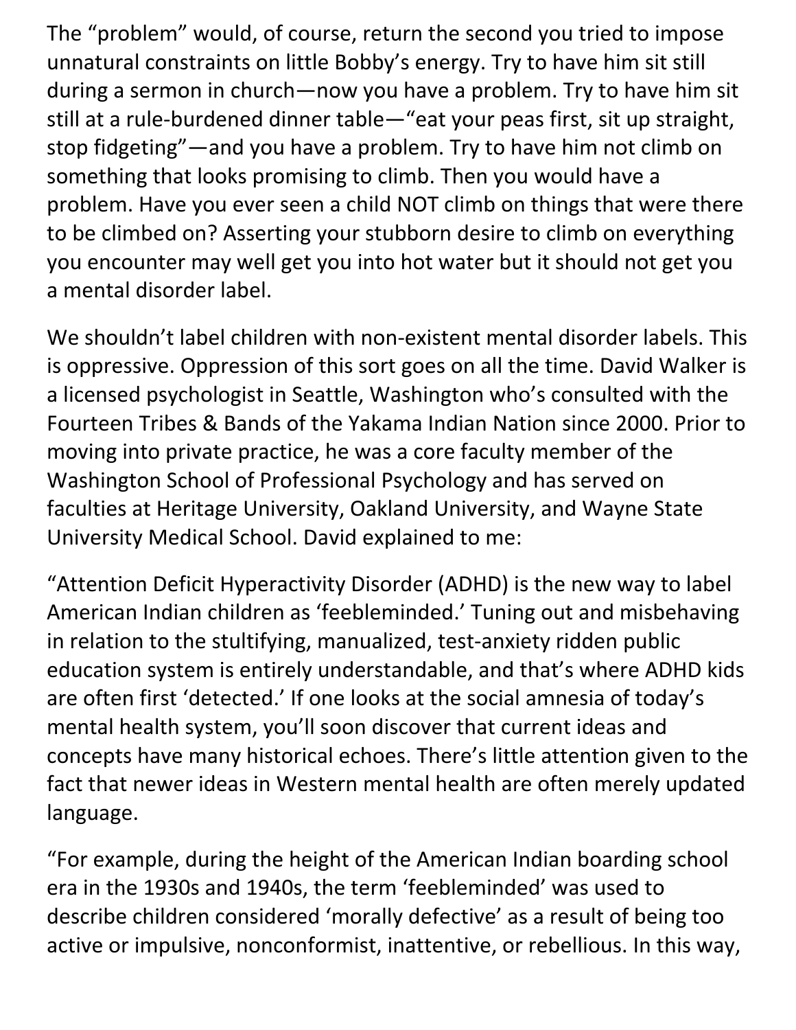The "problem" would, of course, return the second you tried to impose unnatural constraints on little Bobby's energy. Try to have him sit still during a sermon in church—now you have a problem. Try to have him sit still at a rule-burdened dinner table—"eat your peas first, sit up straight, stop fidgeting"—and you have a problem. Try to have him not climb on something that looks promising to climb. Then you would have a problem. Have you ever seen a child NOT climb on things that were there to be climbed on? Asserting your stubborn desire to climb on everything you encounter may well get you into hot water but it should not get you a mental disorder label.

We shouldn't label children with non-existent mental disorder labels. This is oppressive. Oppression of this sort goes on all the time. David Walker is a licensed psychologist in Seattle, Washington who's consulted with the Fourteen Tribes & Bands of the Yakama Indian Nation since 2000. Prior to moving into private practice, he was a core faculty member of the Washington School of Professional Psychology and has served on faculties at Heritage University, Oakland University, and Wayne State University Medical School. David explained to me:

"Attention Deficit Hyperactivity Disorder (ADHD) is the new way to label American Indian children as 'feebleminded.' Tuning out and misbehaving in relation to the stultifying, manualized, test-anxiety ridden public education system is entirely understandable, and that's where ADHD kids are often first 'detected.' If one looks at the social amnesia of today's mental health system, you'll soon discover that current ideas and concepts have many historical echoes. There's little attention given to the fact that newer ideas in Western mental health are often merely updated language.

"For example, during the height of the American Indian boarding school era in the 1930s and 1940s, the term 'feebleminded' was used to describe children considered 'morally defective' as a result of being too active or impulsive, nonconformist, inattentive, or rebellious. In this way,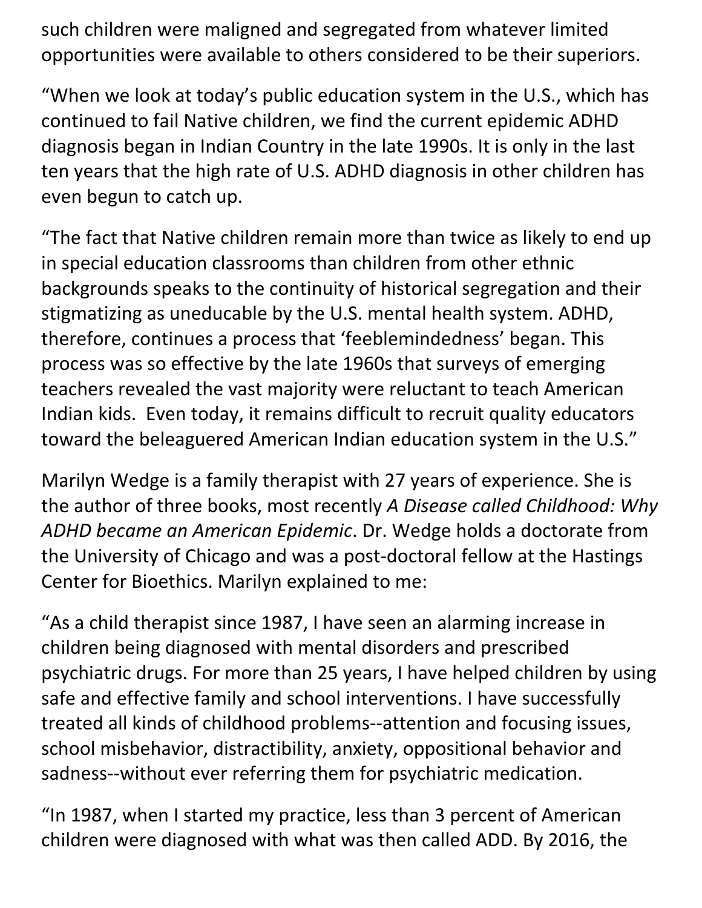such children were maligned and segregated from whatever limited opportunities were available to others considered to be their superiors.

“When we look at today’s public education system in the U.S., which has continued to fail Native children, we find the current epidemic ADHD diagnosis began in Indian Country in the late 1990s. It is only in the last ten years that the high rate of U.S. ADHD diagnosis in other children has even begun to catch up.

“The fact that Native children remain more than twice as likely to end up in special education classrooms than children from other ethnic backgrounds speaks to the continuity of historical segregation and their stigmatizing as uneducable by the U.S. mental health system. ADHD, therefore, continues a process that ‘feeblemindedness’ began. This process was so effective by the late 1960s that surveys of emerging teachers revealed the vast majority were reluctant to teach American Indian kids. Even today, it remains difficult to recruit quality educators toward the beleaguered American Indian education system in the U.S.”

Marilyn Wedge is a family therapist with 27 years of experience. She is the author of three books, most recently *A Disease called Childhood: Why ADHD became an American Epidemic*. Dr. Wedge holds a doctorate from the University of Chicago and was a post-doctoral fellow at the Hastings Center for Bioethics. Marilyn explained to me:

“As a child therapist since 1987, I have seen an alarming increase in children being diagnosed with mental disorders and prescribed psychiatric drugs. For more than 25 years, I have helped children by using safe and effective family and school interventions. I have successfully treated all kinds of childhood problems--attention and focusing issues, school misbehavior, distractibility, anxiety, oppositional behavior and sadness--without ever referring them for psychiatric medication.

“In 1987, when I started my practice, less than 3 percent of American children were diagnosed with what was then called ADD. By 2016, the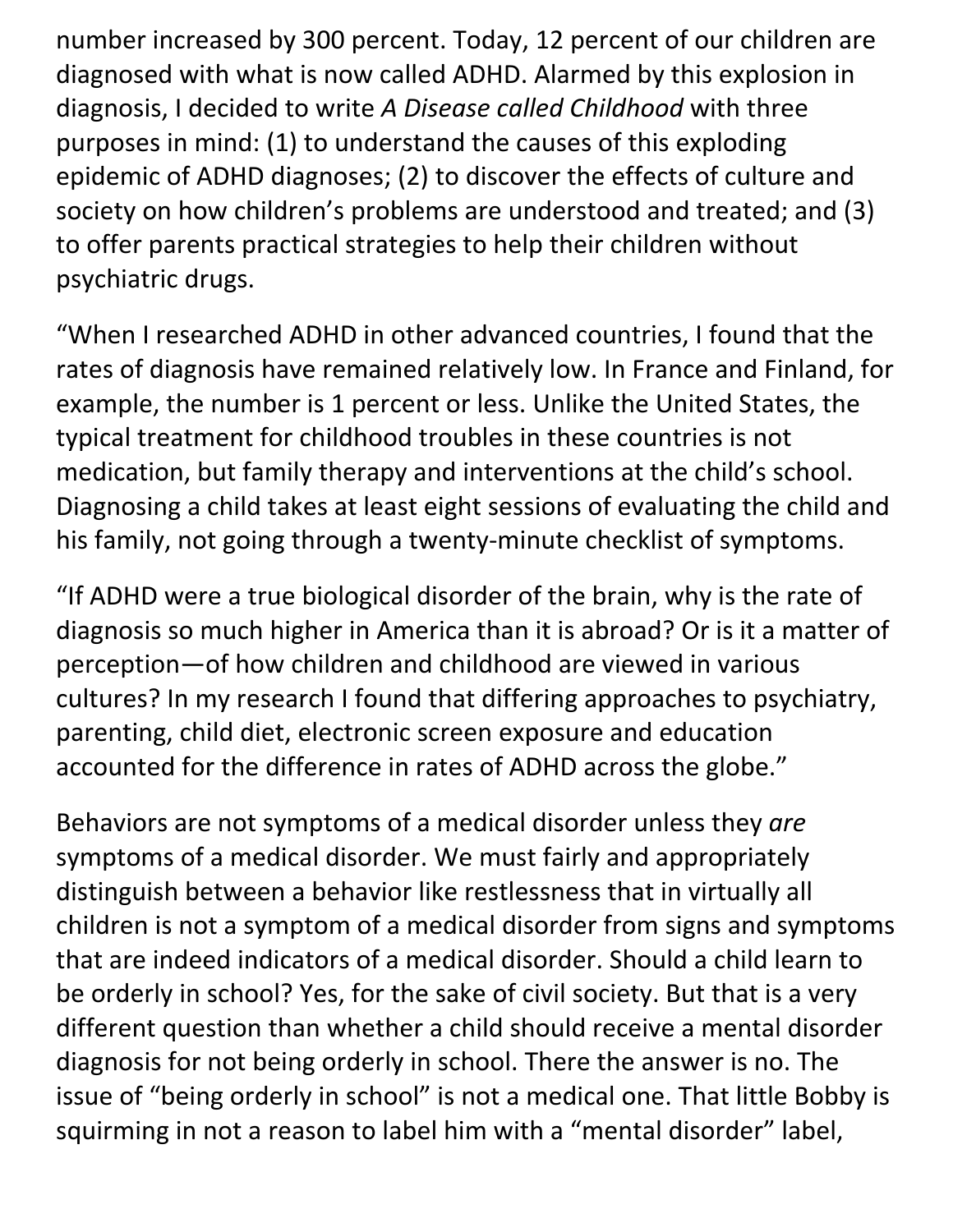number increased by 300 percent. Today, 12 percent of our children are diagnosed with what is now called ADHD. Alarmed by this explosion in diagnosis, I decided to write *A Disease called Childhood* with three purposes in mind: (1) to understand the causes of this exploding epidemic of ADHD diagnoses; (2) to discover the effects of culture and society on how children's problems are understood and treated; and (3) to offer parents practical strategies to help their children without psychiatric drugs.

"When I researched ADHD in other advanced countries, I found that the rates of diagnosis have remained relatively low. In France and Finland, for example, the number is 1 percent or less. Unlike the United States, the typical treatment for childhood troubles in these countries is not medication, but family therapy and interventions at the child's school. Diagnosing a child takes at least eight sessions of evaluating the child and his family, not going through a twenty-minute checklist of symptoms.

"If ADHD were a true biological disorder of the brain, why is the rate of diagnosis so much higher in America than it is abroad? Or is it a matter of perception—of how children and childhood are viewed in various cultures? In my research I found that differing approaches to psychiatry, parenting, child diet, electronic screen exposure and education accounted for the difference in rates of ADHD across the globe."

Behaviors are not symptoms of a medical disorder unless they *are* symptoms of a medical disorder. We must fairly and appropriately distinguish between a behavior like restlessness that in virtually all children is not a symptom of a medical disorder from signs and symptoms that are indeed indicators of a medical disorder. Should a child learn to be orderly in school? Yes, for the sake of civil society. But that is a very different question than whether a child should receive a mental disorder diagnosis for not being orderly in school. There the answer is no. The issue of "being orderly in school" is not a medical one. That little Bobby is squirming in not a reason to label him with a "mental disorder" label,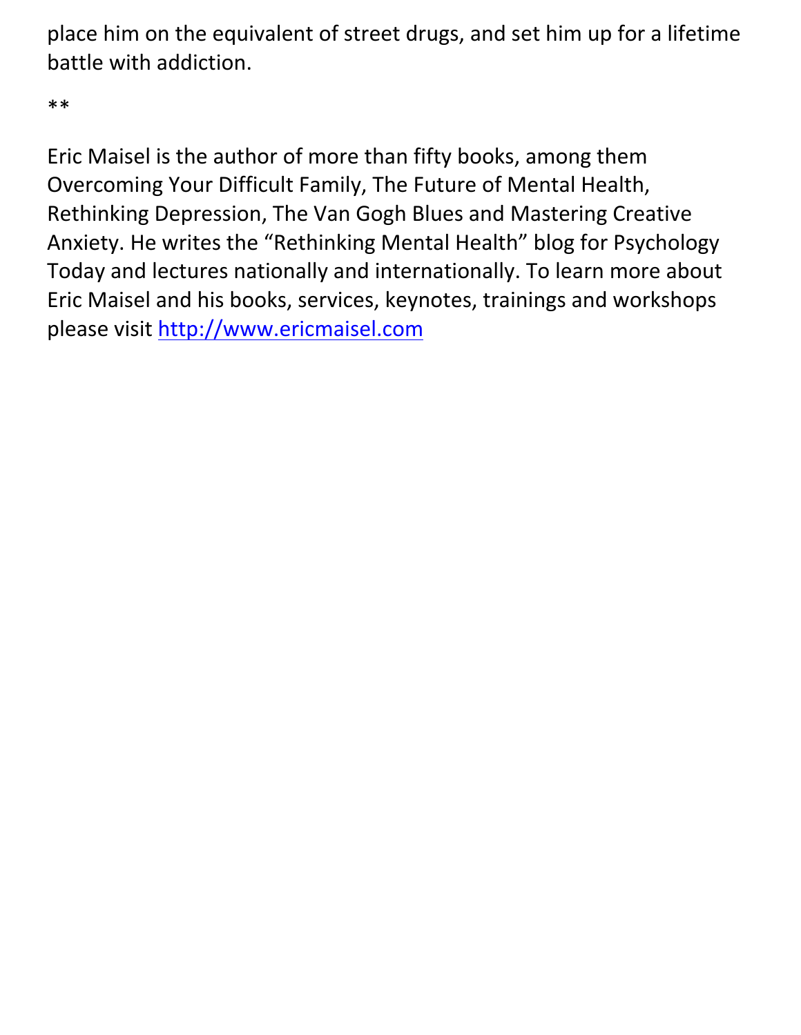place him on the equivalent of street drugs, and set him up for a lifetime battle with addiction.

**

Eric Maisel is the author of more than fifty books, among them Overcoming Your Difficult Family, The Future of Mental Health, Rethinking Depression, The Van Gogh Blues and Mastering Creative Anxiety. He writes the "Rethinking Mental Health" blog for Psychology Today and lectures nationally and internationally. To learn more about Eric Maisel and his books, services, keynotes, trainings and workshops please visit [http://www.ericmaisel.com](http://www.ericmaisel.com)